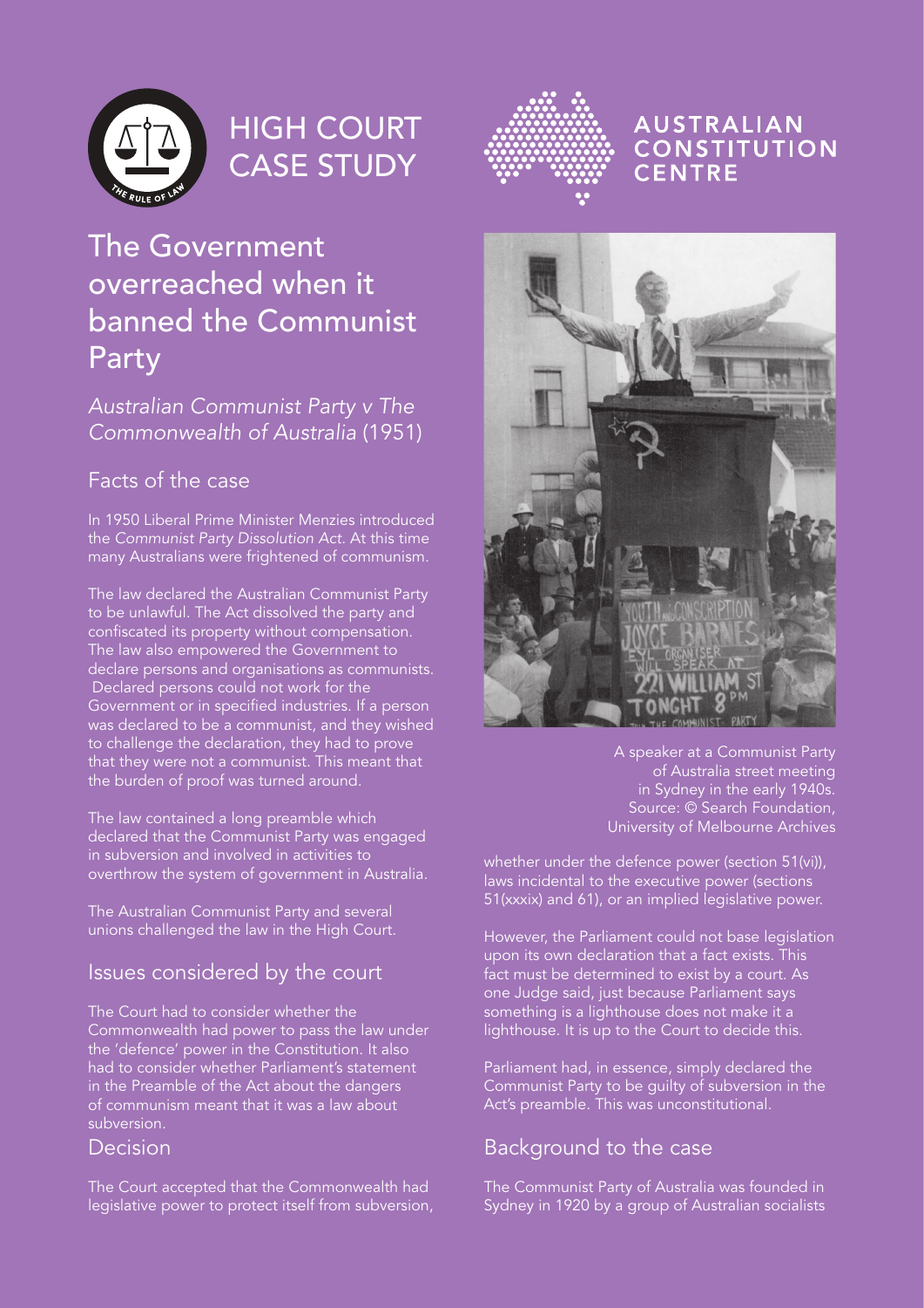HIGH COURT CASE STUDY

AUSTRALIAN CONSTITUTION CENTRE

# The Government overreached when it banned the Communist Party

*Australian Communist Party v The Commonwealth of Australia* (1951)

## Facts of the case

In 1950 Liberal Prime Minister Menzies introduced the *Communist Party Dissolution Act*. At this time many Australians were frightened of communism.

The law declared the Australian Communist Party to be unlawful. The Act dissolved the party and confiscated its property without compensation. The law also empowered the Government to declare persons and organisations as communists. Declared persons could not work for the Government or in specified industries. If a person was declared to be a communist, and they wished to challenge the declaration, they had to prove that they were not a communist. This meant that the burden of proof was turned around.

The law contained a long preamble which declared that the Communist Party was engaged in subversion and involved in activities to overthrow the system of government in Australia.

The Australian Communist Party and several unions challenged the law in the High Court.

## Issues considered by the court

The Court had to consider whether the Commonwealth had power to pass the law under the 'defence' power in the Constitution. It also had to consider whether Parliament's statement in the Preamble of the Act about the dangers of communism meant that it was a law about subversion.

## Decision

The Court accepted that the Commonwealth had legislative power to protect itself from subversion, whether under the defence power (section 51(vi)), laws incidental to the executive power (sections 51(xxxix) and 61), or an implied legislative power.

However, the Parliament could not base legislation upon its own declaration that a fact exists. This fact must be determined to exist by a court. As one Judge said, just because Parliament says something is a lighthouse does not make it a lighthouse. It is up to the Court to decide this.

Parliament had, in essence, simply declared the Communist Party to be guilty of subversion in the Act's preamble. This was unconstitutional.

A speaker at a Communist Party of Australia street meeting in Sydney in the early 1940s. Source: © Search Foundation, University of Melbourne Archives

## Background to the case

The Communist Party of Australia was founded in Sydney in 1920 by a group of Australian socialists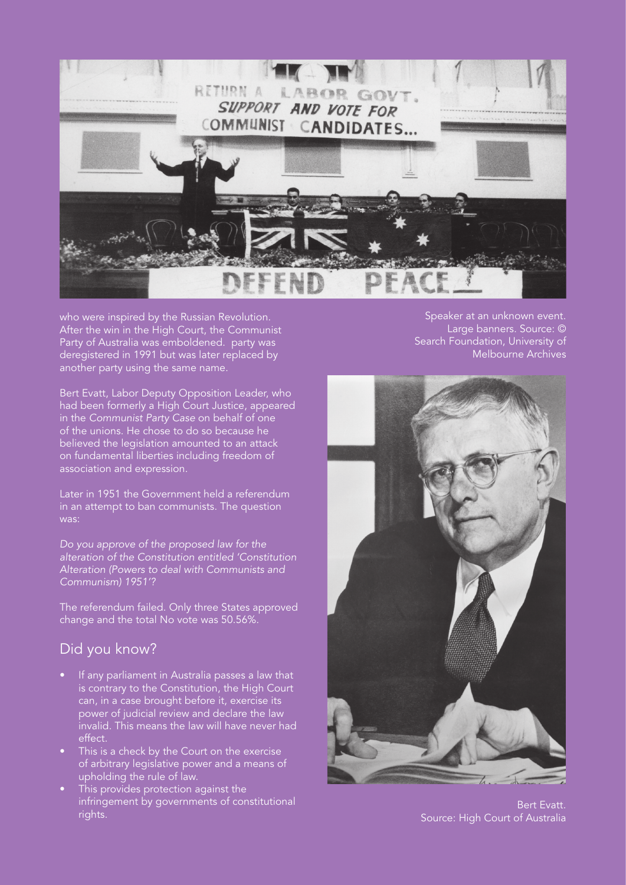who were inspired by the Russian Revolution. After the win in the High Court, the Communist Party of Australia was emboldened. party was deregistered in 1991 but was later replaced by another party using the same name.

Bert Evatt, Labor Deputy Opposition Leader, who had been formerly a High Court Justice, appeared in the *Communist Party Case* on behalf of one of the unions. He chose to do so because he believed the legislation amounted to an attack on fundamental liberties including freedom of association and expression.

Later in 1951 the Government held a referendum in an attempt to ban communists. The question was:

*Do you approve of the proposed law for the alteration of the Constitution entitled 'Constitution Alteration (Powers to deal with Communists and Communism) 1951'?*

The referendum failed. Only three States approved change and the total No vote was 50.56%.

## Did you know?

- If any parliament in Australia passes a law that is contrary to the Constitution, the High Court can, in a case brought before it, exercise its power of judicial review and declare the law invalid. This means the law will have never had effect.
- This is a check by the Court on the exercise of arbitrary legislative power and a means of upholding the rule of law.
- This provides protection against the infringement by governments of constitutional rights.

Speaker at an unknown event. Large banners. Source: © Search Foundation, University of Melbourne Archives

Bert Evatt. Source: High Court of Australia